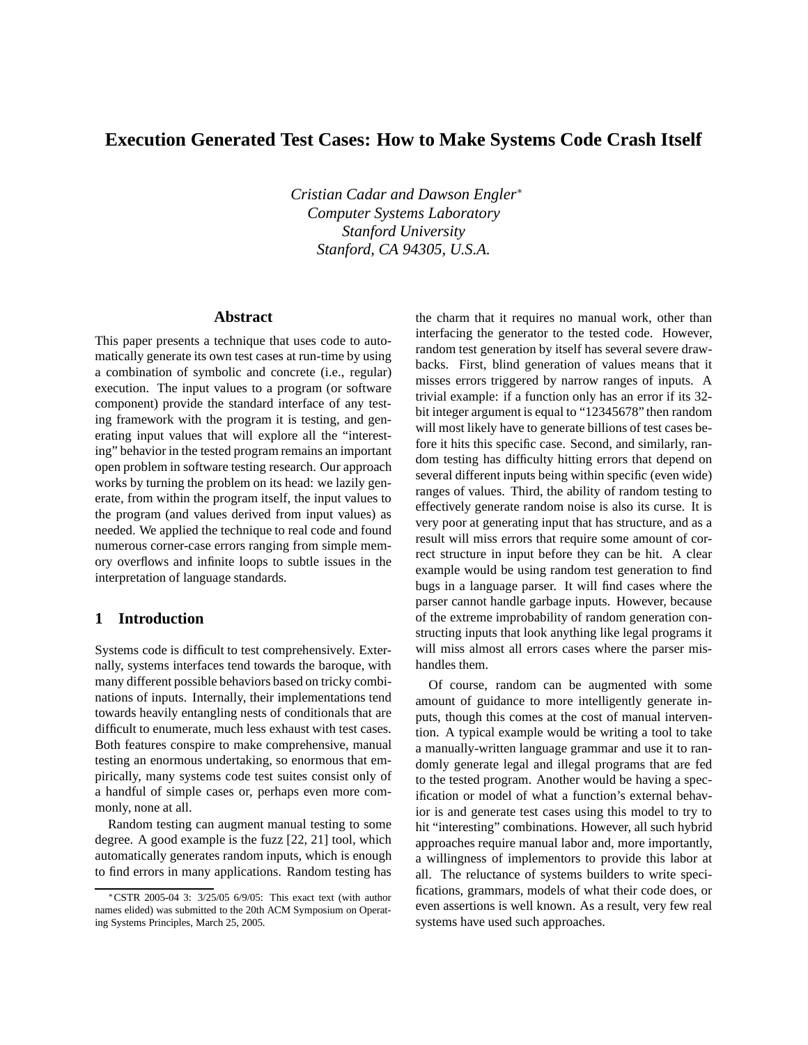# Execution Generated Test Cases: How to Make Systems Code Crash Itself

*Cristian Cadar and Dawson Engler*[*]
*Computer Systems Laboratory*
*Stanford University*
*Stanford, CA 94305, U.S.A.*

## Abstract

This paper presents a technique that uses code to automatically generate its own test cases at run-time by using a combination of symbolic and concrete (i.e., regular) execution. The input values to a program (or software component) provide the standard interface of any testing framework with the program it is testing, and generating input values that will explore all the "interesting" behavior in the tested program remains an important open problem in software testing research. Our approach works by turning the problem on its head: we lazily generate, from within the program itself, the input values to the program (and values derived from input values) as needed. We applied the technique to real code and found numerous corner-case errors ranging from simple memory overflows and infinite loops to subtle issues in the interpretation of language standards.

## 1 Introduction

Systems code is difficult to test comprehensively. Externally, systems interfaces tend towards the baroque, with many different possible behaviors based on tricky combinations of inputs. Internally, their implementations tend towards heavily entangling nests of conditionals that are difficult to enumerate, much less exhaust with test cases. Both features conspire to make comprehensive, manual testing an enormous undertaking, so enormous that empirically, many systems code test suites consist only of a handful of simple cases or, perhaps even more commonly, none at all.

Random testing can augment manual testing to some degree. A good example is the fuzz [22, 21] tool, which automatically generates random inputs, which is enough to find errors in many applications. Random testing has the charm that it requires no manual work, other than interfacing the generator to the tested code. However, random test generation by itself has several severe drawbacks. First, blind generation of values means that it misses errors triggered by narrow ranges of inputs. A trivial example: if a function only has an error if its 32-bit integer argument is equal to "12345678" then random will most likely have to generate billions of test cases before it hits this specific case. Second, and similarly, random testing has difficulty hitting errors that depend on several different inputs being within specific (even wide) ranges of values. Third, the ability of random testing to effectively generate random noise is also its curse. It is very poor at generating input that has structure, and as a result will miss errors that require some amount of correct structure in input before they can be hit. A clear example would be using random test generation to find bugs in a language parser. It will find cases where the parser cannot handle garbage inputs. However, because of the extreme improbability of random generation constructing inputs that look anything like legal programs it will miss almost all errors cases where the parser mishandles them.

Of course, random can be augmented with some amount of guidance to more intelligently generate inputs, though this comes at the cost of manual intervention. A typical example would be writing a tool to take a manually-written language grammar and use it to randomly generate legal and illegal programs that are fed to the tested program. Another would be having a specification or model of what a function's external behavior is and generate test cases using this model to try to hit "interesting" combinations. However, all such hybrid approaches require manual labor and, more importantly, a willingness of implementors to provide this labor at all. The reluctance of systems builders to write specifications, grammars, models of what their code does, or even assertions is well known. As a result, very few real systems have used such approaches.

[*] CSTR 2005-04 3: 3/25/05 6/9/05: This exact text (with author names elided) was submitted to the 20th ACM Symposium on Operating Systems Principles, March 25, 2005.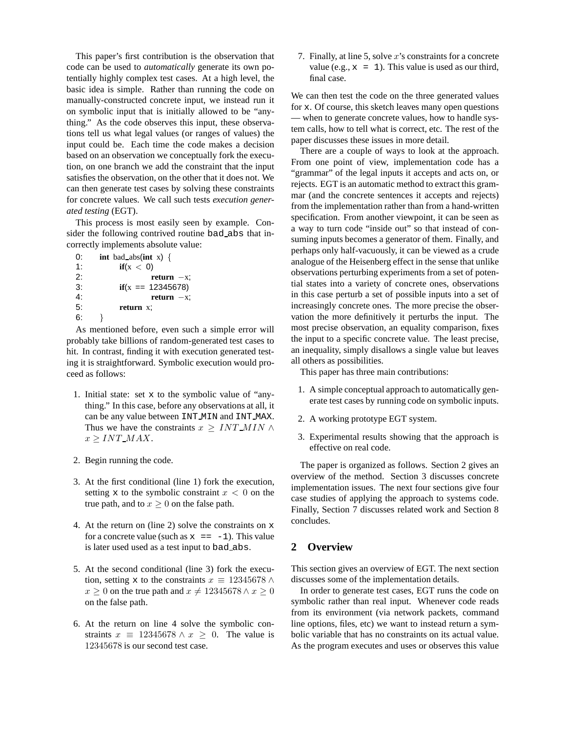This paper's first contribution is the observation that code can be used to *automatically* generate its own potentially highly complex test cases. At a high level, the basic idea is simple. Rather than running the code on manually-constructed concrete input, we instead run it on symbolic input that is initially allowed to be "anything." As the code observes this input, these observations tell us what legal values (or ranges of values) the input could be. Each time the code makes a decision based on an observation we conceptually fork the execution, on one branch we add the constraint that the input satisfies the observation, on the other that it does not. We can then generate test cases by solving these constraints for concrete values. We call such tests *execution generated testing* (EGT).

This process is most easily seen by example. Consider the following contrived routine bad_abs that incorrectly implements absolute value:

```
0:  int bad_abs(int x) {
1:      if(x < 0)
2:          return −x;
3:      if(x == 12345678)
4:          return −x;
5:      return x;
6:  }
```

As mentioned before, even such a simple error will probably take billions of random-generated test cases to hit. In contrast, finding it with execution generated testing it is straightforward. Symbolic execution would proceed as follows:

1. Initial state: set x to the symbolic value of "anything." In this case, before any observations at all, it can be any value between INT_MIN and INT_MAX. Thus we have the constraints $x \geq INT\_MIN \wedge x \geq INT\_MAX$.
2. Begin running the code.
3. At the first conditional (line 1) fork the execution, setting x to the symbolic constraint $x < 0$ on the true path, and to $x \geq 0$ on the false path.
4. At the return on (line 2) solve the constraints on x for a concrete value (such as x == -1). This value is later used used as a test input to bad_abs.
5. At the second conditional (line 3) fork the execution, setting x to the constraints $x \equiv 12345678 \wedge x \geq 0$ on the true path and $x \neq 12345678 \wedge x \geq 0$ on the false path.
6. At the return on line 4 solve the symbolic constraints $x \equiv 12345678 \wedge x \geq 0$. The value is $12345678$ is our second test case.
7. Finally, at line 5, solve $x$'s constraints for a concrete value (e.g., x = 1). This value is used as our third, final case.

We can then test the code on the three generated values for x. Of course, this sketch leaves many open questions — when to generate concrete values, how to handle system calls, how to tell what is correct, etc. The rest of the paper discusses these issues in more detail.

There are a couple of ways to look at the approach. From one point of view, implementation code has a "grammar" of the legal inputs it accepts and acts on, or rejects. EGT is an automatic method to extract this grammar (and the concrete sentences it accepts and rejects) from the implementation rather than from a hand-written specification. From another viewpoint, it can be seen as a way to turn code "inside out" so that instead of consuming inputs becomes a generator of them. Finally, and perhaps only half-vacuously, it can be viewed as a crude analogue of the Heisenberg effect in the sense that unlike observations perturbing experiments from a set of potential states into a variety of concrete ones, observations in this case perturb a set of possible inputs into a set of increasingly concrete ones. The more precise the observation the more definitively it perturbs the input. The most precise observation, an equality comparison, fixes the input to a specific concrete value. The least precise, an inequality, simply disallows a single value but leaves all others as possibilities.

This paper has three main contributions:

1. A simple conceptual approach to automatically generate test cases by running code on symbolic inputs.
2. A working prototype EGT system.
3. Experimental results showing that the approach is effective on real code.

The paper is organized as follows. Section 2 gives an overview of the method. Section 3 discusses concrete implementation issues. The next four sections give four case studies of applying the approach to systems code. Finally, Section 7 discusses related work and Section 8 concludes.

## 2 Overview

This section gives an overview of EGT. The next section discusses some of the implementation details.

In order to generate test cases, EGT runs the code on symbolic rather than real input. Whenever code reads from its environment (via network packets, command line options, files, etc) we want to instead return a symbolic variable that has no constraints on its actual value. As the program executes and uses or observes this value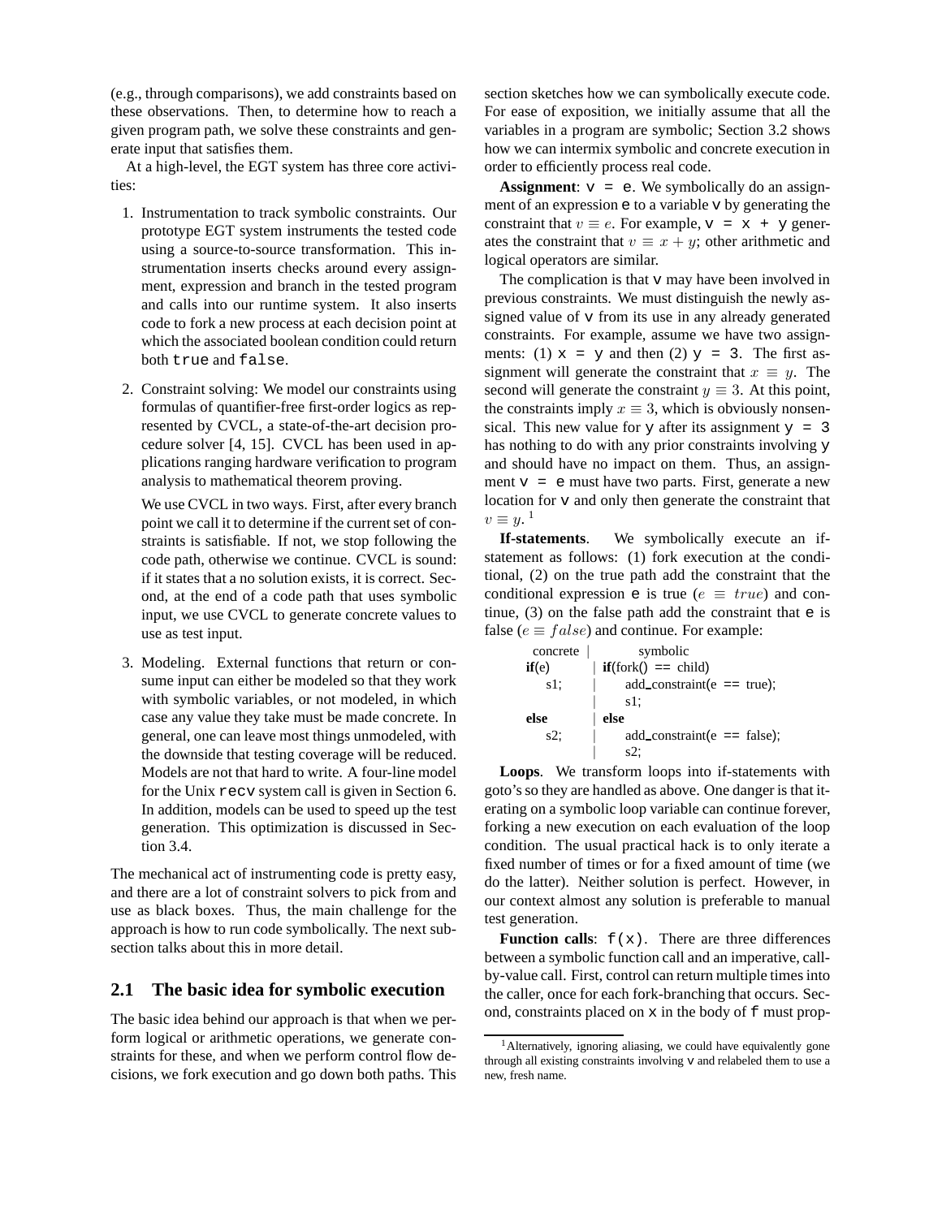(e.g., through comparisons), we add constraints based on these observations. Then, to determine how to reach a given program path, we solve these constraints and generate input that satisfies them.

At a high-level, the EGT system has three core activities:

1. Instrumentation to track symbolic constraints. Our prototype EGT system instruments the tested code using a source-to-source transformation. This instrumentation inserts checks around every assignment, expression and branch in the tested program and calls into our runtime system. It also inserts code to fork a new process at each decision point at which the associated boolean condition could return both `true` and `false`.

2. Constraint solving: We model our constraints using formulas of quantifier-free first-order logics as represented by CVCL, a state-of-the-art decision procedure solver [4, 15]. CVCL has been used in applications ranging hardware verification to program analysis to mathematical theorem proving.

   We use CVCL in two ways. First, after every branch point we call it to determine if the current set of constraints is satisfiable. If not, we stop following the code path, otherwise we continue. CVCL is sound: if it states that a no solution exists, it is correct. Second, at the end of a code path that uses symbolic input, we use CVCL to generate concrete values to use as test input.

3. Modeling. External functions that return or consume input can either be modeled so that they work with symbolic variables, or not modeled, in which case any value they take must be made concrete. In general, one can leave most things unmodeled, with the downside that testing coverage will be reduced. Models are not that hard to write. A four-line model for the Unix `recv` system call is given in Section 6. In addition, models can be used to speed up the test generation. This optimization is discussed in Section 3.4.

The mechanical act of instrumenting code is pretty easy, and there are a lot of constraint solvers to pick from and use as black boxes. Thus, the main challenge for the approach is how to run code symbolically. The next subsection talks about this in more detail.

## 2.1 The basic idea for symbolic execution

The basic idea behind our approach is that when we perform logical or arithmetic operations, we generate constraints for these, and when we perform control flow decisions, we fork execution and go down both paths. This section sketches how we can symbolically execute code. For ease of exposition, we initially assume that all the variables in a program are symbolic; Section 3.2 shows how we can intermix symbolic and concrete execution in order to efficiently process real code.

**Assignment**: `v = e`. We symbolically do an assignment of an expression `e` to a variable `v` by generating the constraint that $v \equiv e$. For example, `v = x + y` generates the constraint that $v \equiv x + y$; other arithmetic and logical operators are similar.

The complication is that `v` may have been involved in previous constraints. We must distinguish the newly assigned value of `v` from its use in any already generated constraints. For example, assume we have two assignments: (1) `x = y` and then (2) `y = 3`. The first assignment will generate the constraint that $x \equiv y$. The second will generate the constraint $y \equiv 3$. At this point, the constraints imply $x \equiv 3$, which is obviously nonsensical. This new value for `y` after its assignment `y = 3` has nothing to do with any prior constraints involving `y` and should have no impact on them. Thus, an assignment `v = e` must have two parts. First, generate a new location for `v` and only then generate the constraint that $v \equiv y$.[1]

**If-statements**. We symbolically execute an if-statement as follows: (1) fork execution at the conditional, (2) on the true path add the constraint that the conditional expression `e` is true ($e \equiv true$) and continue, (3) on the false path add the constraint that `e` is false ($e \equiv false$) and continue. For example:

```
concrete |          symbolic
if(e)    | if(fork() == child)
   s1;   |     add_constraint(e == true);
         |     s1;
else     | else
   s2;   |     add_constraint(e == false);
         |     s2;
```

**Loops**. We transform loops into if-statements with goto's so they are handled as above. One danger is that iterating on a symbolic loop variable can continue forever, forking a new execution on each evaluation of the loop condition. The usual practical hack is to only iterate a fixed number of times or for a fixed amount of time (we do the latter). Neither solution is perfect. However, in our context almost any solution is preferable to manual test generation.

**Function calls**: `f(x)`. There are three differences between a symbolic function call and an imperative, call-by-value call. First, control can return multiple times into the caller, once for each fork-branching that occurs. Second, constraints placed on `x` in the body of `f` must prop-

[1] Alternatively, ignoring aliasing, we could have equivalently gone through all existing constraints involving `v` and relabeled them to use a new, fresh name.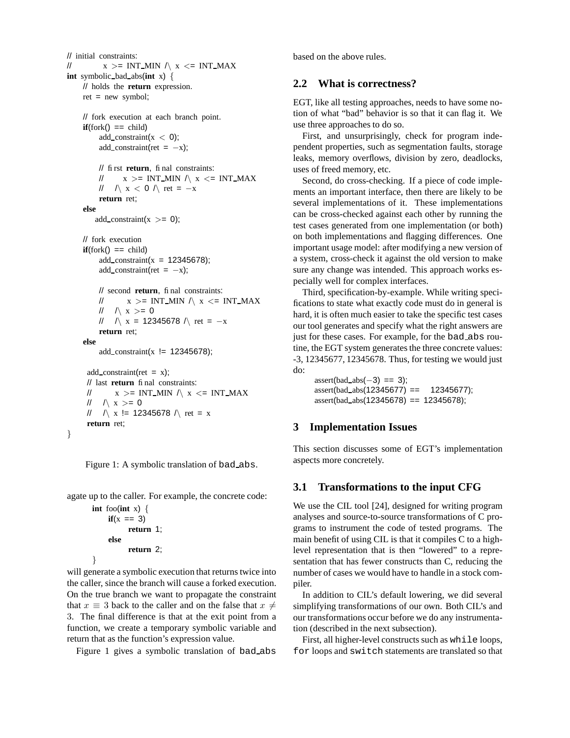```
// initial constraints:
//          x >= INT_MIN /\ x <= INT_MAX
int symbolic_bad_abs(int x) {
    // holds the return expression.
    ret = new symbol;

    // fork execution at each branch point.
    if(fork() == child)
        add_constraint(x < 0);
        add_constraint(ret = -x);

        // first return, final constraints:
        //      x >= INT_MIN /\ x <= INT_MAX
        //   /\ x < 0 /\ ret = -x
        return ret;
    else
        add_constraint(x >= 0);

    // fork execution
    if(fork() == child)
        add_constraint(x = 12345678);
        add_constraint(ret = -x);

        // second return, final constraints:
        //       x >= INT_MIN /\ x <= INT_MAX
        //   /\ x >= 0
        //   /\ x = 12345678 /\ ret = -x
        return ret;
    else
        add_constraint(x != 12345678);

    add_constraint(ret = x);
    // last return final constraints:
    //       x >= INT_MIN /\ x <= INT_MAX
    //   /\ x >= 0
    //   /\ x != 12345678 /\ ret = x
    return ret;
}
```

Figure 1: A symbolic translation of `bad_abs`.

agate up to the caller. For example, the concrete code:

```
int foo(int x) {
    if(x == 3)
        return 1;
    else
        return 2;
}
```

will generate a symbolic execution that returns twice into the caller, since the branch will cause a forked execution. On the true branch we want to propagate the constraint that $x \equiv 3$ back to the caller and on the false that $x \neq 3$. The final difference is that at the exit point from a function, we create a temporary symbolic variable and return that as the function's expression value.

Figure 1 gives a symbolic translation of `bad_abs` based on the above rules.

## 2.2 What is correctness?

EGT, like all testing approaches, needs to have some notion of what "bad" behavior is so that it can flag it. We use three approaches to do so.

First, and unsurprisingly, check for program independent properties, such as segmentation faults, storage leaks, memory overflows, division by zero, deadlocks, uses of freed memory, etc.

Second, do cross-checking. If a piece of code implements an important interface, then there are likely to be several implementations of it. These implementations can be cross-checked against each other by running the test cases generated from one implementation (or both) on both implementations and flagging differences. One important usage model: after modifying a new version of a system, cross-check it against the old version to make sure any change was intended. This approach works especially well for complex interfaces.

Third, specification-by-example. While writing specifications to state what exactly code must do in general is hard, it is often much easier to take the specific test cases our tool generates and specify what the right answers are just for these cases. For example, for the `bad_abs` routine, the EGT system generates the three concrete values: -3, 12345677, 12345678. Thus, for testing we would just do:

```
assert(bad_abs(-3) == 3);
assert(bad_abs(12345677) ==  12345677);
assert(bad_abs(12345678) == 12345678);
```

# 3 Implementation Issues

This section discusses some of EGT's implementation aspects more concretely.

## 3.1 Transformations to the input CFG

We use the CIL tool [24], designed for writing program analyses and source-to-source transformations of C programs to instrument the code of tested programs. The main benefit of using CIL is that it compiles C to a high-level representation that is then "lowered" to a representation that has fewer constructs than C, reducing the number of cases we would have to handle in a stock compiler.

In addition to CIL's default lowering, we did several simplifying transformations of our own. Both CIL's and our transformations occur before we do any instrumentation (described in the next subsection).

First, all higher-level constructs such as `while` loops, `for` loops and `switch` statements are translated so that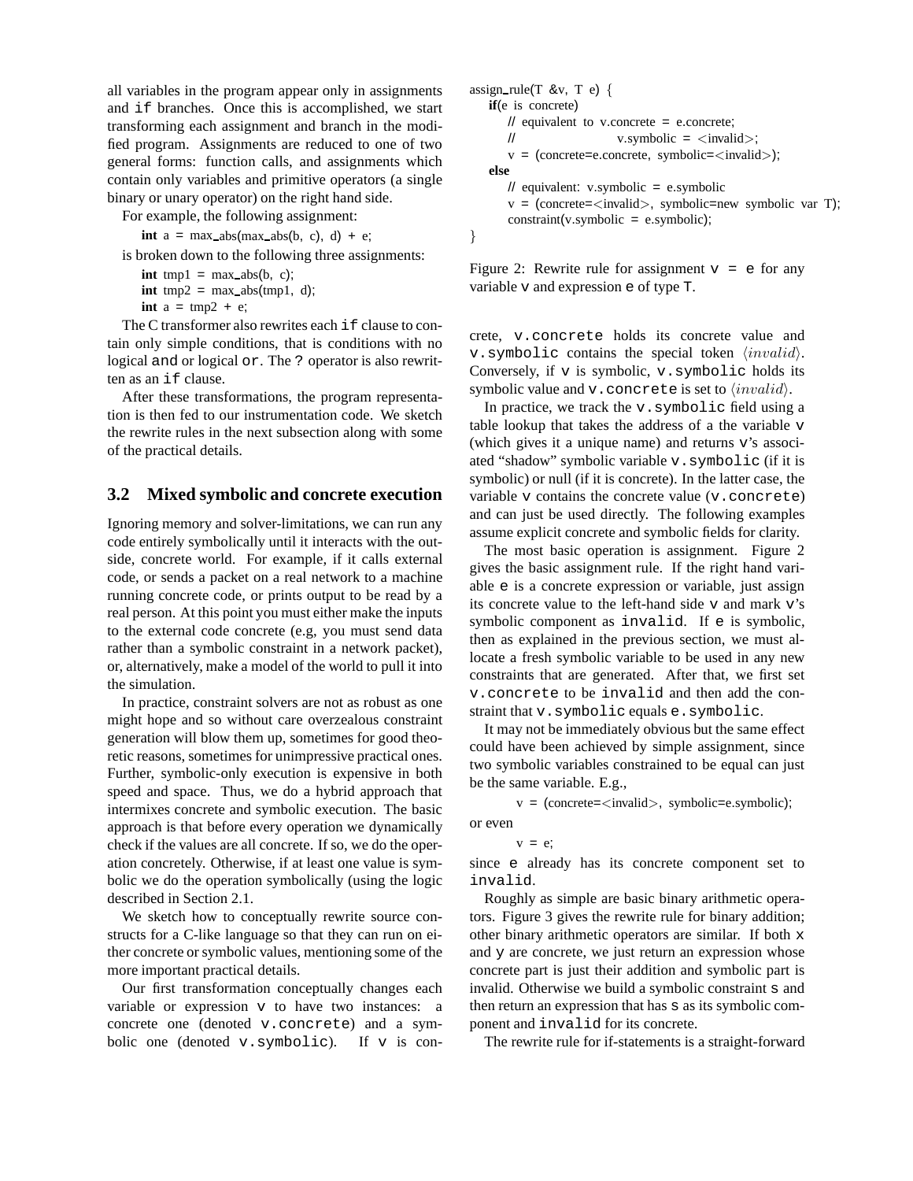all variables in the program appear only in assignments and `if` branches. Once this is accomplished, we start transforming each assignment and branch in the modified program. Assignments are reduced to one of two general forms: function calls, and assignments which contain only variables and primitive operators (a single binary or unary operator) on the right hand side.

For example, the following assignment:

```
int a = max_abs(max_abs(b, c), d) + e;
```

is broken down to the following three assignments:

```
int tmp1 = max_abs(b, c);
int tmp2 = max_abs(tmp1, d);
int a = tmp2 + e;
```

The C transformer also rewrites each `if` clause to contain only simple conditions, that is conditions with no logical `and` or logical `or`. The `?` operator is also rewritten as an `if` clause.

After these transformations, the program representation is then fed to our instrumentation code. We sketch the rewrite rules in the next subsection along with some of the practical details.

## 3.2 Mixed symbolic and concrete execution

Ignoring memory and solver-limitations, we can run any code entirely symbolically until it interacts with the outside, concrete world. For example, if it calls external code, or sends a packet on a real network to a machine running concrete code, or prints output to be read by a real person. At this point you must either make the inputs to the external code concrete (e.g, you must send data rather than a symbolic constraint in a network packet), or, alternatively, make a model of the world to pull it into the simulation.

In practice, constraint solvers are not as robust as one might hope and so without care overzealous constraint generation will blow them up, sometimes for good theoretic reasons, sometimes for unimpressive practical ones. Further, symbolic-only execution is expensive in both speed and space. Thus, we do a hybrid approach that intermixes concrete and symbolic execution. The basic approach is that before every operation we dynamically check if the values are all concrete. If so, we do the operation concretely. Otherwise, if at least one value is symbolic we do the operation symbolically (using the logic described in Section 2.1.

We sketch how to conceptually rewrite source constructs for a C-like language so that they can run on either concrete or symbolic values, mentioning some of the more important practical details.

Our first transformation conceptually changes each variable or expression `v` to have two instances: a concrete one (denoted `v.concrete`) and a symbolic one (denoted `v.symbolic`). If `v` is concrete, `v.concrete` holds its concrete value and `v.symbolic` contains the special token $\langle invalid \rangle$. Conversely, if `v` is symbolic, `v.symbolic` holds its symbolic value and `v.concrete` is set to $\langle invalid \rangle$.

In practice, we track the `v.symbolic` field using a table lookup that takes the address of a the variable `v` (which gives it a unique name) and returns `v`'s associated "shadow" symbolic variable `v.symbolic` (if it is symbolic) or null (if it is concrete). In the latter case, the variable `v` contains the concrete value (`v.concrete`) and can just be used directly. The following examples assume explicit concrete and symbolic fields for clarity.

```
assign_rule(T &v, T e) {
    if(e is concrete)
        // equivalent to v.concrete = e.concrete;
        //               v.symbolic = <invalid>;
        v = (concrete=e.concrete, symbolic=<invalid>);
    else
        // equivalent: v.symbolic = e.symbolic
        v = (concrete=<invalid>, symbolic=new symbolic var T);
        constraint(v.symbolic = e.symbolic);
}
```

Figure 2: Rewrite rule for assignment `v = e` for any variable `v` and expression `e` of type `T`.

The most basic operation is assignment. Figure 2 gives the basic assignment rule. If the right hand variable `e` is a concrete expression or variable, just assign its concrete value to the left-hand side `v` and mark `v`'s symbolic component as `invalid`. If `e` is symbolic, then as explained in the previous section, we must allocate a fresh symbolic variable to be used in any new constraints that are generated. After that, we first set `v.concrete` to be `invalid` and then add the constraint that `v.symbolic` equals `e.symbolic`.

It may not be immediately obvious but the same effect could have been achieved by simple assignment, since two symbolic variables constrained to be equal can just be the same variable. E.g.,

```
v = (concrete=<invalid>, symbolic=e.symbolic);
```

or even

```
v = e;
```

since `e` already has its concrete component set to `invalid`.

Roughly as simple are basic binary arithmetic operators. Figure 3 gives the rewrite rule for binary addition; other binary arithmetic operators are similar. If both `x` and `y` are concrete, we just return an expression whose concrete part is just their addition and symbolic part is invalid. Otherwise we build a symbolic constraint `s` and then return an expression that has `s` as its symbolic component and `invalid` for its concrete.

The rewrite rule for if-statements is a straight-forward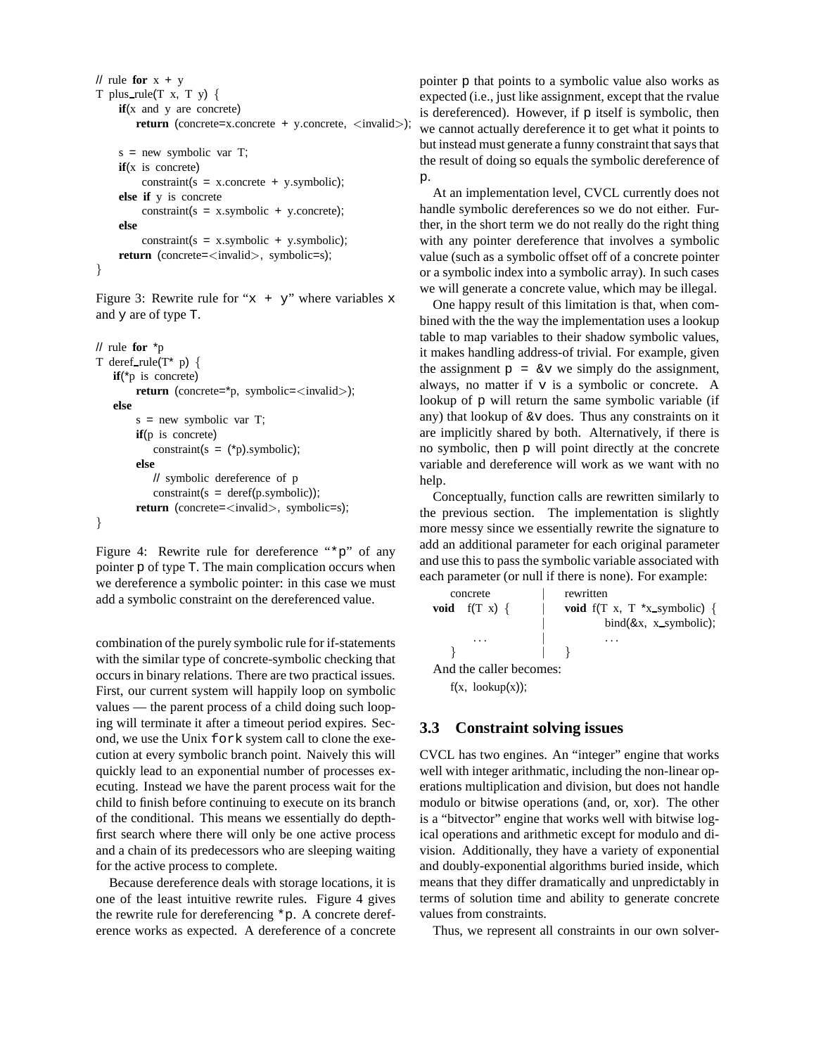```
// rule for x + y
T plus_rule(T x, T y) {
    if(x and y are concrete)
        return (concrete=x.concrete + y.concrete, <invalid>);

    s = new symbolic var T;
    if(x is concrete)
        constraint(s = x.concrete + y.symbolic);
    else if y is concrete
        constraint(s = x.symbolic + y.concrete);
    else
        constraint(s = x.symbolic + y.symbolic);
    return (concrete=<invalid>, symbolic=s);
}
```

Figure 3: Rewrite rule for "x + y" where variables x and y are of type T.

```
// rule for *p
T deref_rule(T* p) {
    if(*p is concrete)
        return (concrete=*p, symbolic=<invalid>);
    else
        s = new symbolic var T;
        if(p is concrete)
            constraint(s = (*p).symbolic);
        else
            // symbolic dereference of p
            constraint(s = deref(p.symbolic));
        return (concrete=<invalid>, symbolic=s);
}
```

Figure 4: Rewrite rule for dereference "*p" of any pointer p of type T. The main complication occurs when we dereference a symbolic pointer: in this case we must add a symbolic constraint on the dereferenced value.

combination of the purely symbolic rule for if-statements with the similar type of concrete-symbolic checking that occurs in binary relations. There are two practical issues. First, our current system will happily loop on symbolic values — the parent process of a child doing such looping will terminate it after a timeout period expires. Second, we use the Unix fork system call to clone the execution at every symbolic branch point. Naively this will quickly lead to an exponential number of processes executing. Instead we have the parent process wait for the child to finish before continuing to execute on its branch of the conditional. This means we essentially do depth-first search where there will only be one active process and a chain of its predecessors who are sleeping waiting for the active process to complete.

Because dereference deals with storage locations, it is one of the least intuitive rewrite rules. Figure 4 gives the rewrite rule for dereferencing *p. A concrete dereference works as expected. A dereference of a concrete pointer p that points to a symbolic value also works as expected (i.e., just like assignment, except that the rvalue is dereferenced). However, if p itself is symbolic, then we cannot actually dereference it to get what it points to but instead must generate a funny constraint that says that the result of doing so equals the symbolic dereference of p.

At an implementation level, CVCL currently does not handle symbolic dereferences so we do not either. Further, in the short term we do not really do the right thing with any pointer dereference that involves a symbolic value (such as a symbolic offset off of a concrete pointer or a symbolic index into a symbolic array). In such cases we will generate a concrete value, which may be illegal.

One happy result of this limitation is that, when combined with the the way the implementation uses a lookup table to map variables to their shadow symbolic values, it makes handling address-of trivial. For example, given the assignment p = &v we simply do the assignment, always, no matter if v is a symbolic or concrete. A lookup of p will return the same symbolic variable (if any) that lookup of &v does. Thus any constraints on it are implicitly shared by both. Alternatively, if there is no symbolic, then p will point directly at the concrete variable and dereference will work as we want with no help.

Conceptually, function calls are rewritten similarly to the previous section. The implementation is slightly more messy since we essentially rewrite the signature to add an additional parameter for each original parameter and use this to pass the symbolic variable associated with each parameter (or null if there is none). For example:

```
   concrete          |   rewritten
void f(T x) {        |   void f(T x, T *x_symbolic) {
                     |       bind(&x, x_symbolic);
       ...           |       ...
}                    |   }
```

And the caller becomes:

```
f(x, lookup(x));
```

### 3.3 Constraint solving issues

CVCL has two engines. An "integer" engine that works well with integer arithmatic, including the non-linear operations multiplication and division, but does not handle modulo or bitwise operations (and, or, xor). The other is a "bitvector" engine that works well with bitwise logical operations and arithmetic except for modulo and division. Additionally, they have a variety of exponential and doubly-exponential algorithms buried inside, which means that they differ dramatically and unpredictably in terms of solution time and ability to generate concrete values from constraints.

Thus, we represent all constraints in our own solver-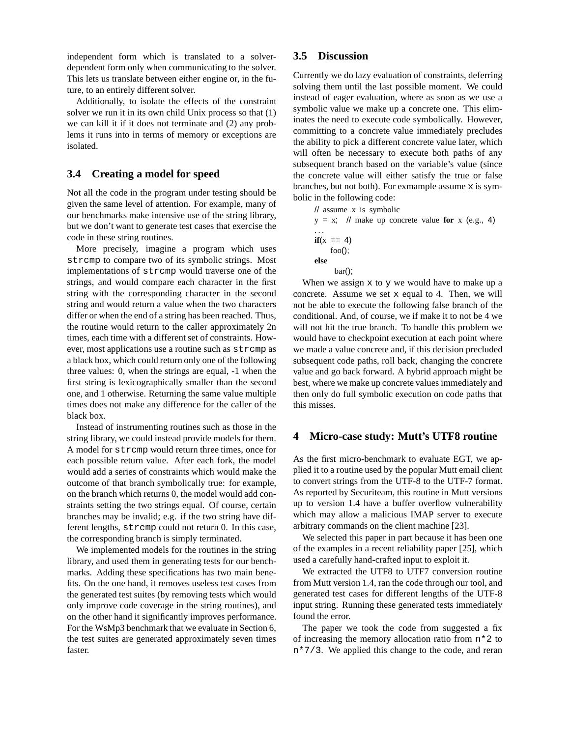independent form which is translated to a solver-dependent form only when communicating to the solver. This lets us translate between either engine or, in the future, to an entirely different solver.

Additionally, to isolate the effects of the constraint solver we run it in its own child Unix process so that (1) we can kill it if it does not terminate and (2) any problems it runs into in terms of memory or exceptions are isolated.

### 3.4 Creating a model for speed

Not all the code in the program under testing should be given the same level of attention. For example, many of our benchmarks make intensive use of the string library, but we don't want to generate test cases that exercise the code in these string routines.

More precisely, imagine a program which uses `strcmp` to compare two of its symbolic strings. Most implementations of `strcmp` would traverse one of the strings, and would compare each character in the first string with the corresponding character in the second string and would return a value when the two characters differ or when the end of a string has been reached. Thus, the routine would return to the caller approximately 2n times, each time with a different set of constraints. However, most applications use a routine such as `strcmp` as a black box, which could return only one of the following three values: 0, when the strings are equal, -1 when the first string is lexicographically smaller than the second one, and 1 otherwise. Returning the same value multiple times does not make any difference for the caller of the black box.

Instead of instrumenting routines such as those in the string library, we could instead provide models for them. A model for `strcmp` would return three times, once for each possible return value. After each fork, the model would add a series of constraints which would make the outcome of that branch symbolically true: for example, on the branch which returns 0, the model would add constraints setting the two strings equal. Of course, certain branches may be invalid; e.g. if the two string have different lengths, `strcmp` could not return 0. In this case, the corresponding branch is simply terminated.

We implemented models for the routines in the string library, and used them in generating tests for our benchmarks. Adding these specifications has two main benefits. On the one hand, it removes useless test cases from the generated test suites (by removing tests which would only improve code coverage in the string routines), and on the other hand it significantly improves performance. For the WsMp3 benchmark that we evaluate in Section 6, the test suites are generated approximately seven times faster.

### 3.5 Discussion

Currently we do lazy evaluation of constraints, deferring solving them until the last possible moment. We could instead of eager evaluation, where as soon as we use a symbolic value we make up a concrete one. This eliminates the need to execute code symbolically. However, committing to a concrete value immediately precludes the ability to pick a different concrete value later, which will often be necessary to execute both paths of any subsequent branch based on the variable's value (since the concrete value will either satisfy the true or false branches, but not both). For exmample assume `x` is symbolic in the following code:

```
// assume x is symbolic
y = x;   // make up concrete value for x (e.g., 4)
...
if(x == 4)
    foo();
else
    bar();
```

When we assign `x` to `y` we would have to make up a concrete. Assume we set `x` equal to 4. Then, we will not be able to execute the following false branch of the conditional. And, of course, we if make it to not be 4 we will not hit the true branch. To handle this problem we would have to checkpoint execution at each point where we made a value concrete and, if this decision precluded subsequent code paths, roll back, changing the concrete value and go back forward. A hybrid approach might be best, where we make up concrete values immediately and then only do full symbolic execution on code paths that this misses.

## 4 Micro-case study: Mutt's UTF8 routine

As the first micro-benchmark to evaluate EGT, we applied it to a routine used by the popular Mutt email client to convert strings from the UTF-8 to the UTF-7 format. As reported by Securiteam, this routine in Mutt versions up to version 1.4 have a buffer overflow vulnerability which may allow a malicious IMAP server to execute arbitrary commands on the client machine [23].

We selected this paper in part because it has been one of the examples in a recent reliability paper [25], which used a carefully hand-crafted input to exploit it.

We extracted the UTF8 to UTF7 conversion routine from Mutt version 1.4, ran the code through our tool, and generated test cases for different lengths of the UTF-8 input string. Running these generated tests immediately found the error.

The paper we took the code from suggested a fix of increasing the memory allocation ratio from `n*2` to `n*7/3`. We applied this change to the code, and reran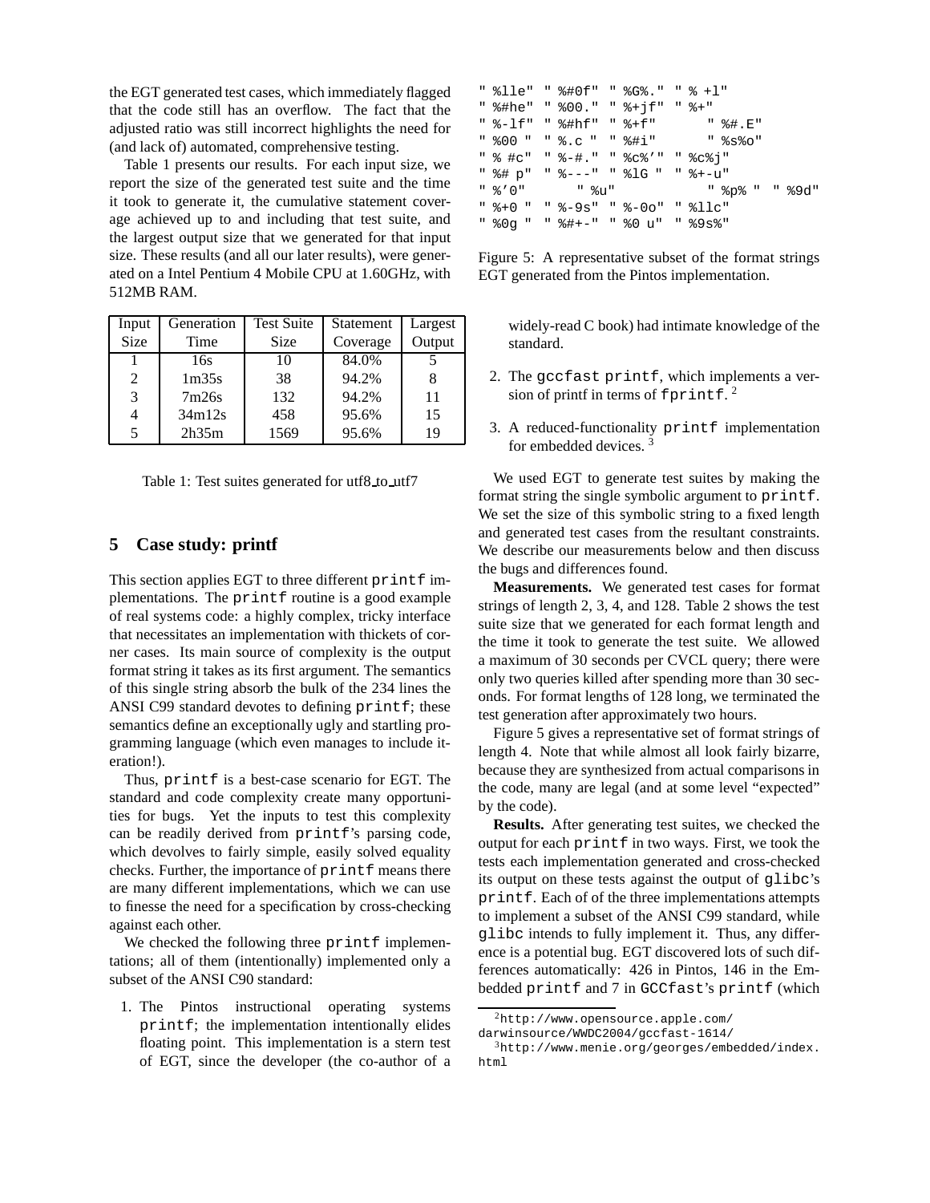the EGT generated test cases, which immediately flagged that the code still has an overflow. The fact that the adjusted ratio was still incorrect highlights the need for (and lack of) automated, comprehensive testing.

Table 1 presents our results. For each input size, we report the size of the generated test suite and the time it took to generate it, the cumulative statement coverage achieved up to and including that test suite, and the largest output size that we generated for that input size. These results (and all our later results), were generated on a Intel Pentium 4 Mobile CPU at 1.60GHz, with 512MB RAM.

| Input Size | Generation Time | Test Suite Size | Statement Coverage | Largest Output |
|---|---|---|---|---|
| 1 | 16s | 10 | 84.0% | 5 |
| 2 | 1m35s | 38 | 94.2% | 8 |
| 3 | 7m26s | 132 | 94.2% | 11 |
| 4 | 34m12s | 458 | 95.6% | 15 |
| 5 | 2h35m | 1569 | 95.6% | 19 |

Table 1: Test suites generated for utf8_to_utf7

## 5 Case study: printf

This section applies EGT to three different `printf` implementations. The `printf` routine is a good example of real systems code: a highly complex, tricky interface that necessitates an implementation with thickets of corner cases. Its main source of complexity is the output format string it takes as its first argument. The semantics of this single string absorb the bulk of the 234 lines the ANSI C99 standard devotes to defining `printf`; these semantics define an exceptionally ugly and startling programming language (which even manages to include iteration!).

Thus, `printf` is a best-case scenario for EGT. The standard and code complexity create many opportunities for bugs. Yet the inputs to test this complexity can be readily derived from `printf`'s parsing code, which devolves to fairly simple, easily solved equality checks. Further, the importance of `printf` means there are many different implementations, which we can use to finesse the need for a specification by cross-checking against each other.

We checked the following three `printf` implementations; all of them (intentionally) implemented only a subset of the ANSI C90 standard:

1. The Pintos instructional operating systems `printf`; the implementation intentionally elides floating point. This implementation is a stern test of EGT, since the developer (the co-author of a widely-read C book) had intimate knowledge of the standard.
2. The `gccfast printf`, which implements a version of printf in terms of `fprintf`. [2]
3. A reduced-functionality `printf` implementation for embedded devices. [3]

```
" %lle"  " %#0f"  " %G%."  " % +l"
" %#he"  " %00."  " %+jf"  " %+"
" %-lf"  " %#hf"  " %+f"       " %#.E"
" %00 "  " %.c "  " %#i"       " %s%o"
" % #c"  " %-#."  " %c%'"  " %c%j"
" %# p"  " %---"  " %lG "  " %+-u"
" %'0"       " %u"             " %p% "  " %9d"
" %+0 "  " %-9s"  " %-0o"  " %llc"
" %0g "  " %#+-"  " %0 u"  " %9s%"
```

Figure 5: A representative subset of the format strings EGT generated from the Pintos implementation.

We used EGT to generate test suites by making the format string the single symbolic argument to `printf`. We set the size of this symbolic string to a fixed length and generated test cases from the resultant constraints. We describe our measurements below and then discuss the bugs and differences found.

**Measurements.** We generated test cases for format strings of length 2, 3, 4, and 128. Table 2 shows the test suite size that we generated for each format length and the time it took to generate the test suite. We allowed a maximum of 30 seconds per CVCL query; there were only two queries killed after spending more than 30 seconds. For format lengths of 128 long, we terminated the test generation after approximately two hours.

Figure 5 gives a representative set of format strings of length 4. Note that while almost all look fairly bizarre, because they are synthesized from actual comparisons in the code, many are legal (and at some level "expected" by the code).

**Results.** After generating test suites, we checked the output for each `printf` in two ways. First, we took the tests each implementation generated and cross-checked its output on these tests against the output of `glibc`'s `printf`. Each of of the three implementations attempts to implement a subset of the ANSI C99 standard, while `glibc` intends to fully implement it. Thus, any difference is a potential bug. EGT discovered lots of such differences automatically: 426 in Pintos, 146 in the Embedded `printf` and 7 in `GCCfast`'s `printf` (which

[2] http://www.opensource.apple.com/darwinsource/WWDC2004/gccfast-1614/

[3] http://www.menie.org/georges/embedded/index.html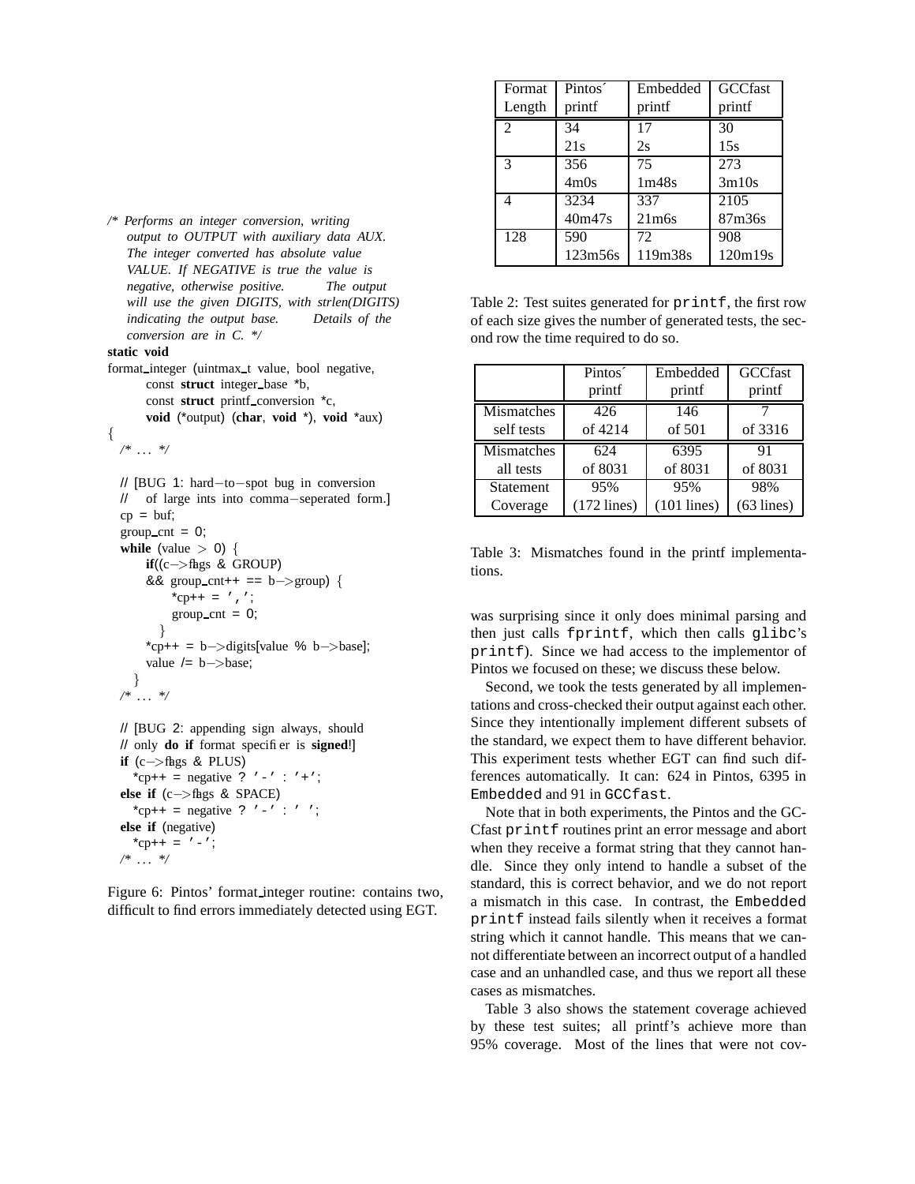```
/* Performs an integer conversion, writing
   output to OUTPUT with auxiliary data AUX.
   The integer converted has absolute value
   VALUE. If NEGATIVE is true the value is
   negative, otherwise positive.      The output
   will use the given DIGITS, with strlen(DIGITS)
   indicating the output base.     Details of the
   conversion are in C. */
static void
format_integer (uintmax_t value, bool negative,
        const struct integer_base *b,
        const struct printf_conversion *c,
        void (*output) (char, void *), void *aux)
{
  /* ... */

  // [BUG 1: hard−to−spot bug in conversion
  //    of large ints into comma−seperated form.]
  cp = buf;
  group_cnt = 0;
  while (value > 0) {
      if((c−>flags & GROUP)
      && group_cnt++ == b−>group) {
          *cp++ = ',';
          group_cnt = 0;
        }
      *cp++ = b−>digits[value % b−>base];
      value /= b−>base;
    }
  /* ... */

  // [BUG 2: appending sign always, should
  // only do if format specifier is signed!]
  if (c−>flags & PLUS)
    *cp++ = negative ? '-' : '+';
  else if (c−>flags & SPACE)
    *cp++ = negative ? '-' : ' ';
  else if (negative)
    *cp++ = '-';
  /* ... */
```

Figure 6: Pintos' format_integer routine: contains two, difficult to find errors immediately detected using EGT.

| Format Length | Pintos´ printf | Embedded printf | GCCfast printf |
|---|---|---|---|
| 2 | 34<br>21s | 17<br>2s | 30<br>15s |
| 3 | 356<br>4m0s | 75<br>1m48s | 273<br>3m10s |
| 4 | 3234<br>40m47s | 337<br>21m6s | 2105<br>87m36s |
| 128 | 590<br>123m56s | 72<br>119m38s | 908<br>120m19s |

Table 2: Test suites generated for `printf`, the first row of each size gives the number of generated tests, the second row the time required to do so.

| | Pintos´ printf | Embedded printf | GCCfast printf |
|---|---|---|---|
| Mismatches self tests | 426 of 4214 | 146 of 501 | 7 of 3316 |
| Mismatches all tests | 624 of 8031 | 6395 of 8031 | 91 of 8031 |
| Statement Coverage | 95% (172 lines) | 95% (101 lines) | 98% (63 lines) |

Table 3: Mismatches found in the printf implementations.

was surprising since it only does minimal parsing and then just calls `fprintf`, which then calls `glibc`'s `printf`). Since we had access to the implementor of Pintos we focused on these; we discuss these below.

Second, we took the tests generated by all implementations and cross-checked their output against each other. Since they intentionally implement different subsets of the standard, we expect them to have different behavior. This experiment tests whether EGT can find such differences automatically. It can: 624 in Pintos, 6395 in `Embedded` and 91 in `GCCfast`.

Note that in both experiments, the Pintos and the GCCfast `printf` routines print an error message and abort when they receive a format string that they cannot handle. Since they only intend to handle a subset of the standard, this is correct behavior, and we do not report a mismatch in this case. In contrast, the `Embedded printf` instead fails silently when it receives a format string which it cannot handle. This means that we cannot differentiate between an incorrect output of a handled case and an unhandled case, and thus we report all these cases as mismatches.

Table 3 also shows the statement coverage achieved by these test suites; all printf's achieve more than 95% coverage. Most of the lines that were not cov-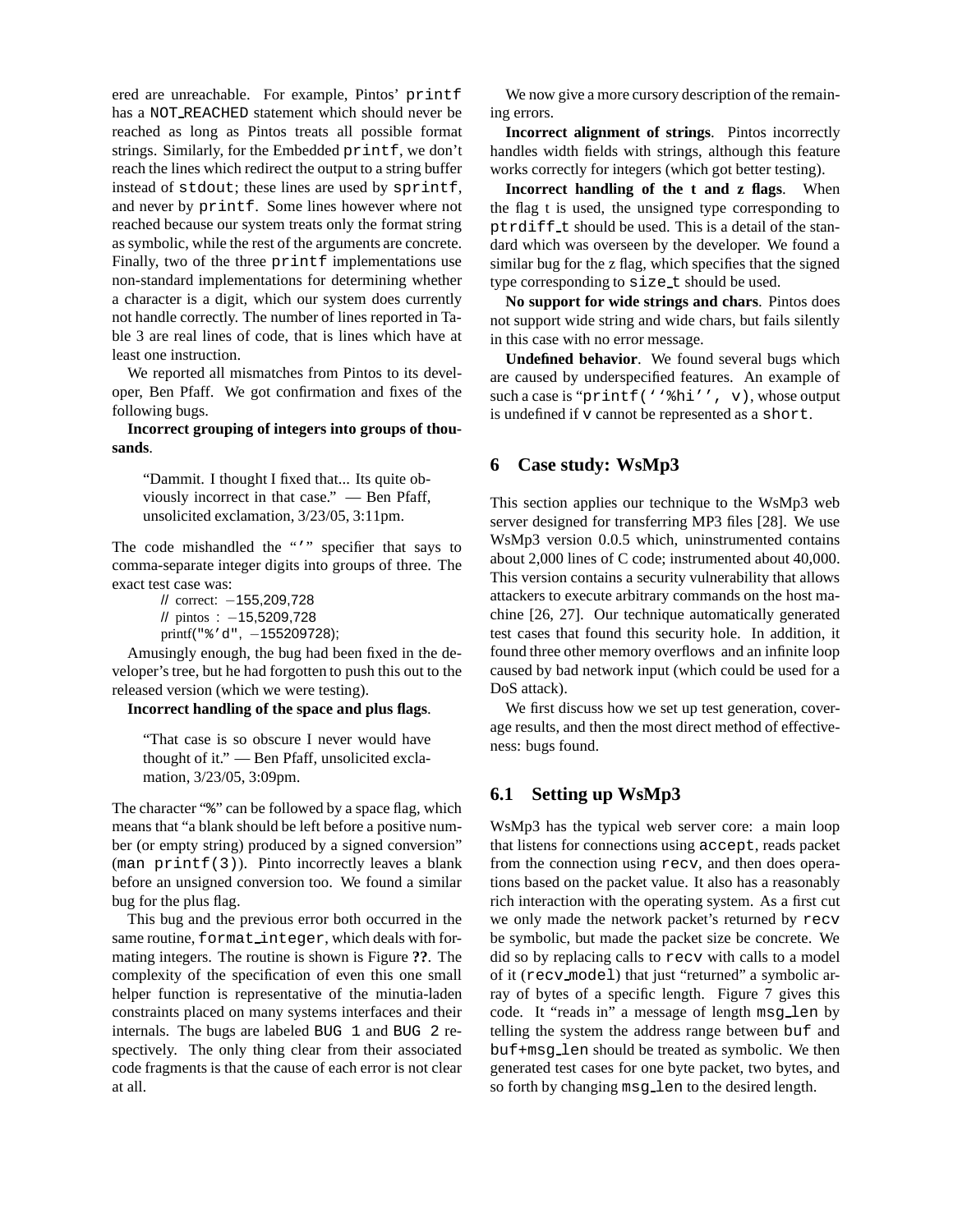ered are unreachable. For example, Pintos' printf has a NOT_REACHED statement which should never be reached as long as Pintos treats all possible format strings. Similarly, for the Embedded printf, we don't reach the lines which redirect the output to a string buffer instead of stdout; these lines are used by sprintf, and never by printf. Some lines however where not reached because our system treats only the format string as symbolic, while the rest of the arguments are concrete. Finally, two of the three printf implementations use non-standard implementations for determining whether a character is a digit, which our system does currently not handle correctly. The number of lines reported in Table 3 are real lines of code, that is lines which have at least one instruction.

We reported all mismatches from Pintos to its developer, Ben Pfaff. We got confirmation and fixes of the following bugs.

**Incorrect grouping of integers into groups of thousands**.

> "Dammit. I thought I fixed that... Its quite obviously incorrect in that case." — Ben Pfaff, unsolicited exclamation, 3/23/05, 3:11pm.

The code mishandled the "'" specifier that says to comma-separate integer digits into groups of three. The exact test case was:

```
// correct: −155,209,728
// pintos : −15,5209,728
printf("%'d", −155209728);
```

Amusingly enough, the bug had been fixed in the developer's tree, but he had forgotten to push this out to the released version (which we were testing).

**Incorrect handling of the space and plus flags**.

> "That case is so obscure I never would have thought of it." — Ben Pfaff, unsolicited exclamation, 3/23/05, 3:09pm.

The character "%" can be followed by a space flag, which means that "a blank should be left before a positive number (or empty string) produced by a signed conversion" (man printf(3)). Pinto incorrectly leaves a blank before an unsigned conversion too. We found a similar bug for the plus flag.

This bug and the previous error both occurred in the same routine, format_integer, which deals with formating integers. The routine is shown is Figure **??**. The complexity of the specification of even this one small helper function is representative of the minutia-laden constraints placed on many systems interfaces and their internals. The bugs are labeled BUG 1 and BUG 2 respectively. The only thing clear from their associated code fragments is that the cause of each error is not clear at all.

We now give a more cursory description of the remaining errors.

**Incorrect alignment of strings**. Pintos incorrectly handles width fields with strings, although this feature works correctly for integers (which got better testing).

**Incorrect handling of the t and z flags**. When the flag t is used, the unsigned type corresponding to ptrdiff_t should be used. This is a detail of the standard which was overseen by the developer. We found a similar bug for the z flag, which specifies that the signed type corresponding to size_t should be used.

**No support for wide strings and chars**. Pintos does not support wide string and wide chars, but fails silently in this case with no error message.

**Undefined behavior**. We found several bugs which are caused by underspecified features. An example of such a case is "printf(''%hi'', v), whose output is undefined if v cannot be represented as a short.

## 6 Case study: WsMp3

This section applies our technique to the WsMp3 web server designed for transferring MP3 files [28]. We use WsMp3 version 0.0.5 which, uninstrumented contains about 2,000 lines of C code; instrumented about 40,000. This version contains a security vulnerability that allows attackers to execute arbitrary commands on the host machine [26, 27]. Our technique automatically generated test cases that found this security hole. In addition, it found three other memory overflows and an infinite loop caused by bad network input (which could be used for a DoS attack).

We first discuss how we set up test generation, coverage results, and then the most direct method of effectiveness: bugs found.

### 6.1 Setting up WsMp3

WsMp3 has the typical web server core: a main loop that listens for connections using accept, reads packet from the connection using recv, and then does operations based on the packet value. It also has a reasonably rich interaction with the operating system. As a first cut we only made the network packet's returned by recv be symbolic, but made the packet size be concrete. We did so by replacing calls to recv with calls to a model of it (recv_model) that just "returned" a symbolic array of bytes of a specific length. Figure 7 gives this code. It "reads in" a message of length msg_len by telling the system the address range between buf and buf+msg_len should be treated as symbolic. We then generated test cases for one byte packet, two bytes, and so forth by changing msg_len to the desired length.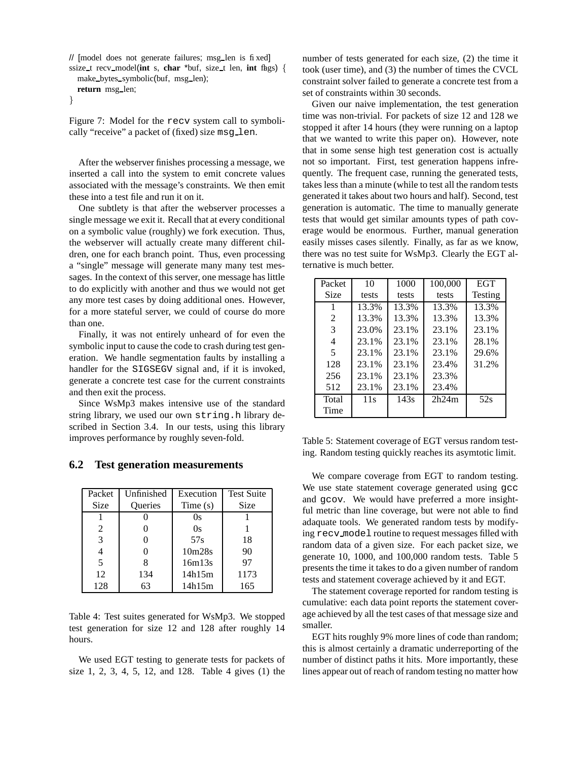```
// [model does not generate failures; msg_len is fixed]
ssize_t recv_model(int s, char *buf, size_t len, int flags) {
  make_bytes_symbolic(buf, msg_len);
  return msg_len;
}
```

Figure 7: Model for the `recv` system call to symbolically "receive" a packet of (fixed) size `msg_len`.

After the webserver finishes processing a message, we inserted a call into the system to emit concrete values associated with the message's constraints. We then emit these into a test file and run it on it.

One subtlety is that after the webserver processes a single message we exit it. Recall that at every conditional on a symbolic value (roughly) we fork execution. Thus, the webserver will actually create many different children, one for each branch point. Thus, even processing a "single" message will generate many many test messages. In the context of this server, one message has little to do explicitly with another and thus we would not get any more test cases by doing additional ones. However, for a more stateful server, we could of course do more than one.

Finally, it was not entirely unheard of for even the symbolic input to cause the code to crash during test generation. We handle segmentation faults by installing a handler for the `SIGSEGV` signal and, if it is invoked, generate a concrete test case for the current constraints and then exit the process.

Since WsMp3 makes intensive use of the standard string library, we used our own `string.h` library described in Section 3.4. In our tests, using this library improves performance by roughly seven-fold.

## 6.2 Test generation measurements

| Packet Size | Unfinished Queries | Execution Time (s) | Test Suite Size |
|---|---|---|---|
| 1 | 0 | 0s | 1 |
| 2 | 0 | 0s | 1 |
| 3 | 0 | 57s | 18 |
| 4 | 0 | 10m28s | 90 |
| 5 | 8 | 16m13s | 97 |
| 12 | 134 | 14h15m | 1173 |
| 128 | 63 | 14h15m | 165 |

Table 4: Test suites generated for WsMp3. We stopped test generation for size 12 and 128 after roughly 14 hours.

We used EGT testing to generate tests for packets of size 1, 2, 3, 4, 5, 12, and 128. Table 4 gives (1) the number of tests generated for each size, (2) the time it took (user time), and (3) the number of times the CVCL constraint solver failed to generate a concrete test from a set of constraints within 30 seconds.

Given our naive implementation, the test generation time was non-trivial. For packets of size 12 and 128 we stopped it after 14 hours (they were running on a laptop that we wanted to write this paper on). However, note that in some sense high test generation cost is actually not so important. First, test generation happens infrequently. The frequent case, running the generated tests, takes less than a minute (while to test all the random tests generated it takes about two hours and half). Second, test generation is automatic. The time to manually generate tests that would get similar amounts types of path coverage would be enormous. Further, manual generation easily misses cases silently. Finally, as far as we know, there was no test suite for WsMp3. Clearly the EGT alternative is much better.

| Packet Size | 10 tests | 1000 tests | 100,000 tests | EGT Testing |
|---|---|---|---|---|
| 1 | 13.3% | 13.3% | 13.3% | 13.3% |
| 2 | 13.3% | 13.3% | 13.3% | 13.3% |
| 3 | 23.0% | 23.1% | 23.1% | 23.1% |
| 4 | 23.1% | 23.1% | 23.1% | 28.1% |
| 5 | 23.1% | 23.1% | 23.1% | 29.6% |
| 128 | 23.1% | 23.1% | 23.4% | 31.2% |
| 256 | 23.1% | 23.1% | 23.3% | |
| 512 | 23.1% | 23.1% | 23.4% | |
| Total Time | 11s | 143s | 2h24m | 52s |

Table 5: Statement coverage of EGT versus random testing. Random testing quickly reaches its asymtotic limit.

We compare coverage from EGT to random testing. We use state statement coverage generated using `gcc` and `gcov`. We would have preferred a more insightful metric than line coverage, but were not able to find adaquate tools. We generated random tests by modifying `recv_model` routine to request messages filled with random data of a given size. For each packet size, we generate 10, 1000, and 100,000 random tests. Table 5 presents the time it takes to do a given number of random tests and statement coverage achieved by it and EGT.

The statement coverage reported for random testing is cumulative: each data point reports the statement coverage achieved by all the test cases of that message size and smaller.

EGT hits roughly 9% more lines of code than random; this is almost certainly a dramatic underreporting of the number of distinct paths it hits. More importantly, these lines appear out of reach of random testing no matter how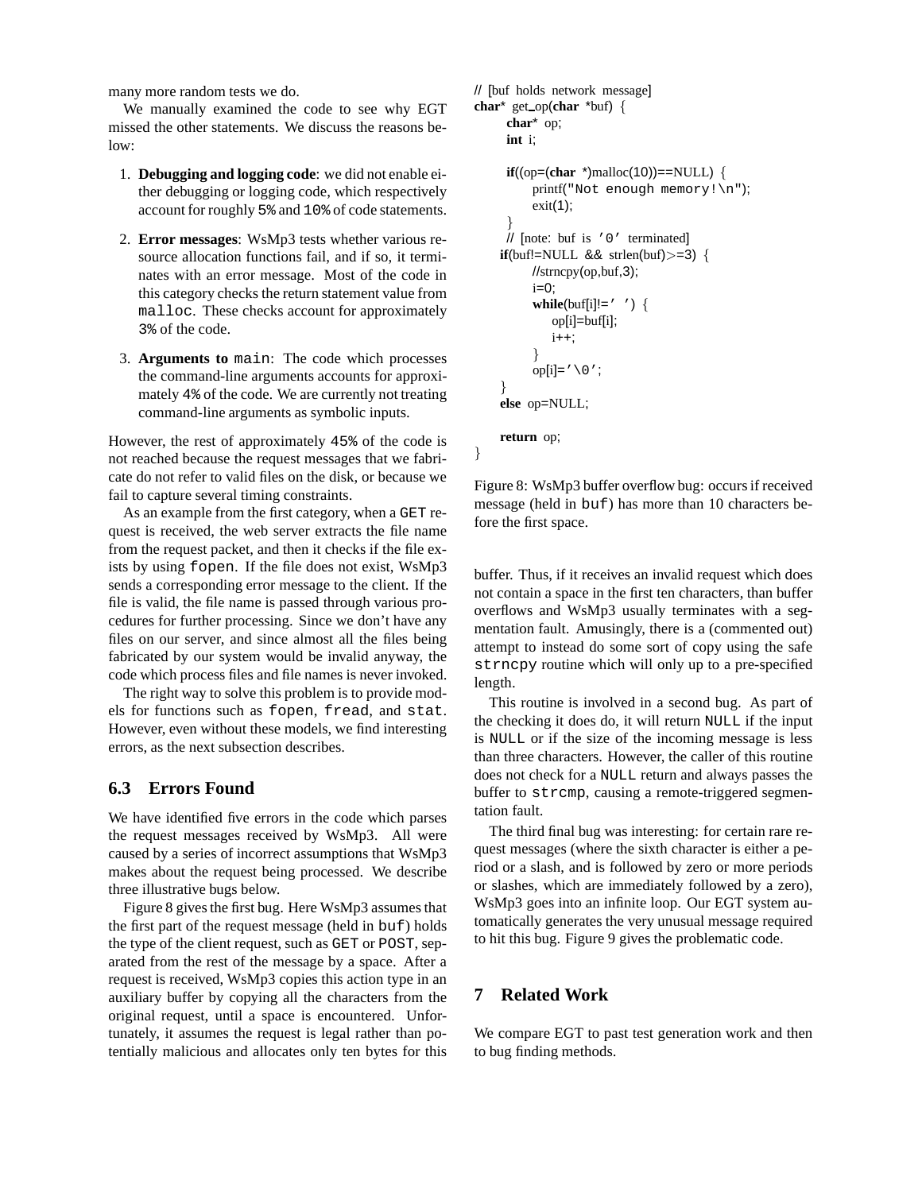many more random tests we do.

We manually examined the code to see why EGT missed the other statements. We discuss the reasons below:

1. **Debugging and logging code**: we did not enable either debugging or logging code, which respectively account for roughly 5% and 10% of code statements.
2. **Error messages**: WsMp3 tests whether various resource allocation functions fail, and if so, it terminates with an error message. Most of the code in this category checks the return statement value from `malloc`. These checks account for approximately 3% of the code.
3. **Arguments to `main`**: The code which processes the command-line arguments accounts for approximately 4% of the code. We are currently not treating command-line arguments as symbolic inputs.

However, the rest of approximately 45% of the code is not reached because the request messages that we fabricate do not refer to valid files on the disk, or because we fail to capture several timing constraints.

As an example from the first category, when a `GET` request is received, the web server extracts the file name from the request packet, and then it checks if the file exists by using `fopen`. If the file does not exist, WsMp3 sends a corresponding error message to the client. If the file is valid, the file name is passed through various procedures for further processing. Since we don't have any files on our server, and since almost all the files being fabricated by our system would be invalid anyway, the code which process files and file names is never invoked.

The right way to solve this problem is to provide models for functions such as `fopen`, `fread`, and `stat`. However, even without these models, we find interesting errors, as the next subsection describes.

## 6.3 Errors Found

We have identified five errors in the code which parses the request messages received by WsMp3. All were caused by a series of incorrect assumptions that WsMp3 makes about the request being processed. We describe three illustrative bugs below.

Figure 8 gives the first bug. Here WsMp3 assumes that the first part of the request message (held in `buf`) holds the type of the client request, such as `GET` or `POST`, separated from the rest of the message by a space. After a request is received, WsMp3 copies this action type in an auxiliary buffer by copying all the characters from the original request, until a space is encountered. Unfortunately, it assumes the request is legal rather than potentially malicious and allocates only ten bytes for this buffer. Thus, if it receives an invalid request which does not contain a space in the first ten characters, than buffer overflows and WsMp3 usually terminates with a segmentation fault. Amusingly, there is a (commented out) attempt to instead do some sort of copy using the safe `strncpy` routine which will only up to a pre-specified length.

```
// [buf holds network message]
char* get_op(char *buf) {
    char* op;
    int i;

    if((op=(char *)malloc(10))==NULL) {
        printf("Not enough memory!\n");
        exit(1);
    }
    // [note: buf is '0' terminated]
   if(buf!=NULL && strlen(buf)>=3) {
        //strncpy(op,buf,3);
        i=0;
        while(buf[i]!=' ') {
            op[i]=buf[i];
            i++;
        }
        op[i]='\0';
   }
   else op=NULL;

   return op;
}
```

Figure 8: WsMp3 buffer overflow bug: occurs if received message (held in `buf`) has more than 10 characters before the first space.

This routine is involved in a second bug. As part of the checking it does do, it will return `NULL` if the input is `NULL` or if the size of the incoming message is less than three characters. However, the caller of this routine does not check for a `NULL` return and always passes the buffer to `strcmp`, causing a remote-triggered segmentation fault.

The third final bug was interesting: for certain rare request messages (where the sixth character is either a period or a slash, and is followed by zero or more periods or slashes, which are immediately followed by a zero), WsMp3 goes into an infinite loop. Our EGT system automatically generates the very unusual message required to hit this bug. Figure 9 gives the problematic code.

# 7 Related Work

We compare EGT to past test generation work and then to bug finding methods.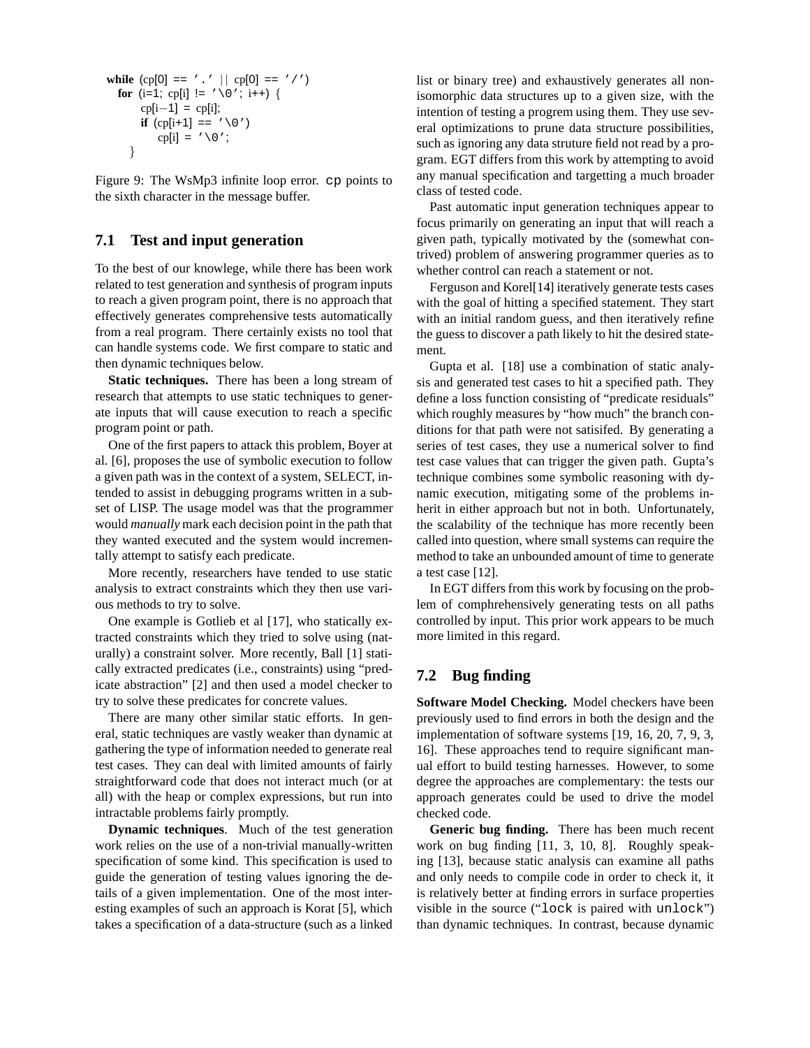```
while (cp[0] == '.' || cp[0] == '/')
  for (i=1; cp[i] != '\0'; i++) {
      cp[i-1] = cp[i];
      if (cp[i+1] == '\0')
          cp[i] = '\0';
  }
```

Figure 9: The WsMp3 infinite loop error. `cp` points to the sixth character in the message buffer.

### 7.1 Test and input generation

To the best of our knowlege, while there has been work related to test generation and synthesis of program inputs to reach a given program point, there is no approach that effectively generates comprehensive tests automatically from a real program. There certainly exists no tool that can handle systems code. We first compare to static and then dynamic techniques below.

**Static techniques.** There has been a long stream of research that attempts to use static techniques to generate inputs that will cause execution to reach a specific program point or path.

One of the first papers to attack this problem, Boyer at al. [6], proposes the use of symbolic execution to follow a given path was in the context of a system, SELECT, intended to assist in debugging programs written in a subset of LISP. The usage model was that the programmer would *manually* mark each decision point in the path that they wanted executed and the system would incrementally attempt to satisfy each predicate.

More recently, researchers have tended to use static analysis to extract constraints which they then use various methods to try to solve.

One example is Gotlieb et al [17], who statically extracted constraints which they tried to solve using (naturally) a constraint solver. More recently, Ball [1] statically extracted predicates (i.e., constraints) using "predicate abstraction" [2] and then used a model checker to try to solve these predicates for concrete values.

There are many other similar static efforts. In general, static techniques are vastly weaker than dynamic at gathering the type of information needed to generate real test cases. They can deal with limited amounts of fairly straightforward code that does not interact much (or at all) with the heap or complex expressions, but run into intractable problems fairly promptly.

**Dynamic techniques**. Much of the test generation work relies on the use of a non-trivial manually-written specification of some kind. This specification is used to guide the generation of testing values ignoring the details of a given implementation. One of the most interesting examples of such an approach is Korat [5], which takes a specification of a data-structure (such as a linked list or binary tree) and exhaustively generates all non-isomorphic data structures up to a given size, with the intention of testing a progrem using them. They use several optimizations to prune data structure possibilities, such as ignoring any data struture field not read by a program. EGT differs from this work by attempting to avoid any manual specification and targetting a much broader class of tested code.

Past automatic input generation techniques appear to focus primarily on generating an input that will reach a given path, typically motivated by the (somewhat contrived) problem of answering programmer queries as to whether control can reach a statement or not.

Ferguson and Korel[14] iteratively generate tests cases with the goal of hitting a specified statement. They start with an initial random guess, and then iteratively refine the guess to discover a path likely to hit the desired statement.

Gupta et al. [18] use a combination of static analysis and generated test cases to hit a specified path. They define a loss function consisting of "predicate residuals" which roughly measures by "how much" the branch conditions for that path were not satisifed. By generating a series of test cases, they use a numerical solver to find test case values that can trigger the given path. Gupta's technique combines some symbolic reasoning with dynamic execution, mitigating some of the problems inherit in either approach but not in both. Unfortunately, the scalability of the technique has more recently been called into question, where small systems can require the method to take an unbounded amount of time to generate a test case [12].

In EGT differs from this work by focusing on the problem of comphrehensively generating tests on all paths controlled by input. This prior work appears to be much more limited in this regard.

### 7.2 Bug finding

**Software Model Checking.** Model checkers have been previously used to find errors in both the design and the implementation of software systems [19, 16, 20, 7, 9, 3, 16]. These approaches tend to require significant manual effort to build testing harnesses. However, to some degree the approaches are complementary: the tests our approach generates could be used to drive the model checked code.

**Generic bug finding.** There has been much recent work on bug finding [11, 3, 10, 8]. Roughly speaking [13], because static analysis can examine all paths and only needs to compile code in order to check it, it is relatively better at finding errors in surface properties visible in the source ("`lock` is paired with `unlock`") than dynamic techniques. In contrast, because dynamic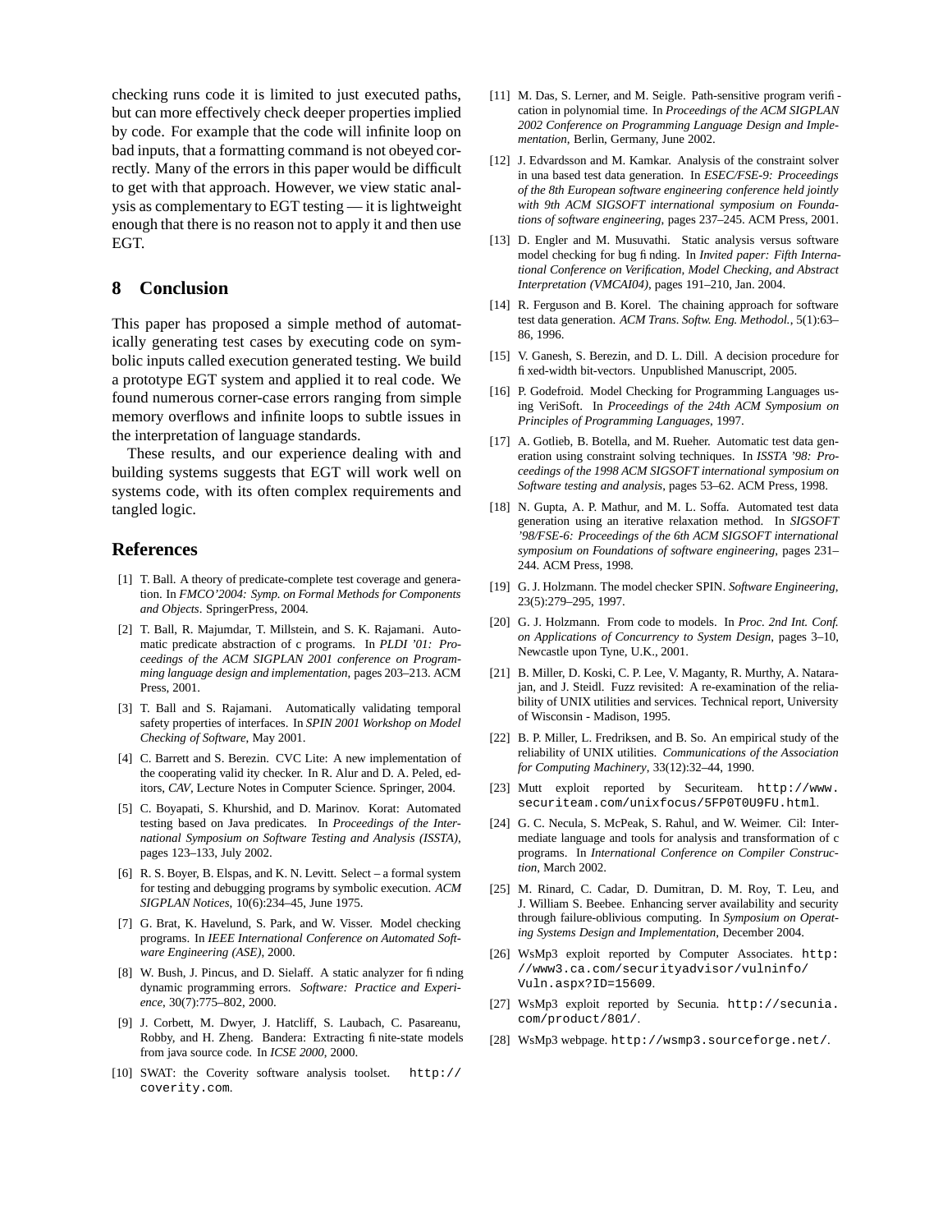checking runs code it is limited to just executed paths, but can more effectively check deeper properties implied by code. For example that the code will infinite loop on bad inputs, that a formatting command is not obeyed correctly. Many of the errors in this paper would be difficult to get with that approach. However, we view static analysis as complementary to EGT testing — it is lightweight enough that there is no reason not to apply it and then use EGT.

## 8 Conclusion

This paper has proposed a simple method of automatically generating test cases by executing code on symbolic inputs called execution generated testing. We build a prototype EGT system and applied it to real code. We found numerous corner-case errors ranging from simple memory overflows and infinite loops to subtle issues in the interpretation of language standards.

These results, and our experience dealing with and building systems suggests that EGT will work well on systems code, with its often complex requirements and tangled logic.

## References

[1] T. Ball. A theory of predicate-complete test coverage and generation. In *FMCO'2004: Symp. on Formal Methods for Components and Objects*. SpringerPress, 2004.

[2] T. Ball, R. Majumdar, T. Millstein, and S. K. Rajamani. Automatic predicate abstraction of c programs. In *PLDI '01: Proceedings of the ACM SIGPLAN 2001 conference on Programming language design and implementation*, pages 203–213. ACM Press, 2001.

[3] T. Ball and S. Rajamani. Automatically validating temporal safety properties of interfaces. In *SPIN 2001 Workshop on Model Checking of Software*, May 2001.

[4] C. Barrett and S. Berezin. CVC Lite: A new implementation of the cooperating valid ity checker. In R. Alur and D. A. Peled, editors, *CAV*, Lecture Notes in Computer Science. Springer, 2004.

[5] C. Boyapati, S. Khurshid, and D. Marinov. Korat: Automated testing based on Java predicates. In *Proceedings of the International Symposium on Software Testing and Analysis (ISSTA)*, pages 123–133, July 2002.

[6] R. S. Boyer, B. Elspas, and K. N. Levitt. Select – a formal system for testing and debugging programs by symbolic execution. *ACM SIGPLAN Notices*, 10(6):234–45, June 1975.

[7] G. Brat, K. Havelund, S. Park, and W. Visser. Model checking programs. In *IEEE International Conference on Automated Software Engineering (ASE)*, 2000.

[8] W. Bush, J. Pincus, and D. Sielaff. A static analyzer for finding dynamic programming errors. *Software: Practice and Experience*, 30(7):775–802, 2000.

[9] J. Corbett, M. Dwyer, J. Hatcliff, S. Laubach, C. Pasareanu, Robby, and H. Zheng. Bandera: Extracting finite-state models from java source code. In *ICSE 2000*, 2000.

[10] SWAT: the Coverity software analysis toolset. `http://coverity.com`.

[11] M. Das, S. Lerner, and M. Seigle. Path-sensitive program verification in polynomial time. In *Proceedings of the ACM SIGPLAN 2002 Conference on Programming Language Design and Implementation*, Berlin, Germany, June 2002.

[12] J. Edvardsson and M. Kamkar. Analysis of the constraint solver in una based test data generation. In *ESEC/FSE-9: Proceedings of the 8th European software engineering conference held jointly with 9th ACM SIGSOFT international symposium on Foundations of software engineering*, pages 237–245. ACM Press, 2001.

[13] D. Engler and M. Musuvathi. Static analysis versus software model checking for bug finding. In *Invited paper: Fifth International Conference on Verification, Model Checking, and Abstract Interpretation (VMCAI04)*, pages 191–210, Jan. 2004.

[14] R. Ferguson and B. Korel. The chaining approach for software test data generation. *ACM Trans. Softw. Eng. Methodol.*, 5(1):63–86, 1996.

[15] V. Ganesh, S. Berezin, and D. L. Dill. A decision procedure for fixed-width bit-vectors. Unpublished Manuscript, 2005.

[16] P. Godefroid. Model Checking for Programming Languages using VeriSoft. In *Proceedings of the 24th ACM Symposium on Principles of Programming Languages*, 1997.

[17] A. Gotlieb, B. Botella, and M. Rueher. Automatic test data generation using constraint solving techniques. In *ISSTA '98: Proceedings of the 1998 ACM SIGSOFT international symposium on Software testing and analysis*, pages 53–62. ACM Press, 1998.

[18] N. Gupta, A. P. Mathur, and M. L. Soffa. Automated test data generation using an iterative relaxation method. In *SIGSOFT '98/FSE-6: Proceedings of the 6th ACM SIGSOFT international symposium on Foundations of software engineering*, pages 231–244. ACM Press, 1998.

[19] G. J. Holzmann. The model checker SPIN. *Software Engineering*, 23(5):279–295, 1997.

[20] G. J. Holzmann. From code to models. In *Proc. 2nd Int. Conf. on Applications of Concurrency to System Design*, pages 3–10, Newcastle upon Tyne, U.K., 2001.

[21] B. Miller, D. Koski, C. P. Lee, V. Maganty, R. Murthy, A. Natarajan, and J. Steidl. Fuzz revisited: A re-examination of the reliability of UNIX utilities and services. Technical report, University of Wisconsin - Madison, 1995.

[22] B. P. Miller, L. Fredriksen, and B. So. An empirical study of the reliability of UNIX utilities. *Communications of the Association for Computing Machinery*, 33(12):32–44, 1990.

[23] Mutt exploit reported by Securiteam. `http://www.securiteam.com/unixfocus/5FP0T0U9FU.html`.

[24] G. C. Necula, S. McPeak, S. Rahul, and W. Weimer. Cil: Intermediate language and tools for analysis and transformation of c programs. In *International Conference on Compiler Construction*, March 2002.

[25] M. Rinard, C. Cadar, D. Dumitran, D. M. Roy, T. Leu, and J. William S. Beebee. Enhancing server availability and security through failure-oblivious computing. In *Symposium on Operating Systems Design and Implementation*, December 2004.

[26] WsMp3 exploit reported by Computer Associates. `http://www3.ca.com/securityadvisor/vulninfo/Vuln.aspx?ID=15609`.

[27] WsMp3 exploit reported by Secunia. `http://secunia.com/product/801/`.

[28] WsMp3 webpage. `http://wsmp3.sourceforge.net/`.